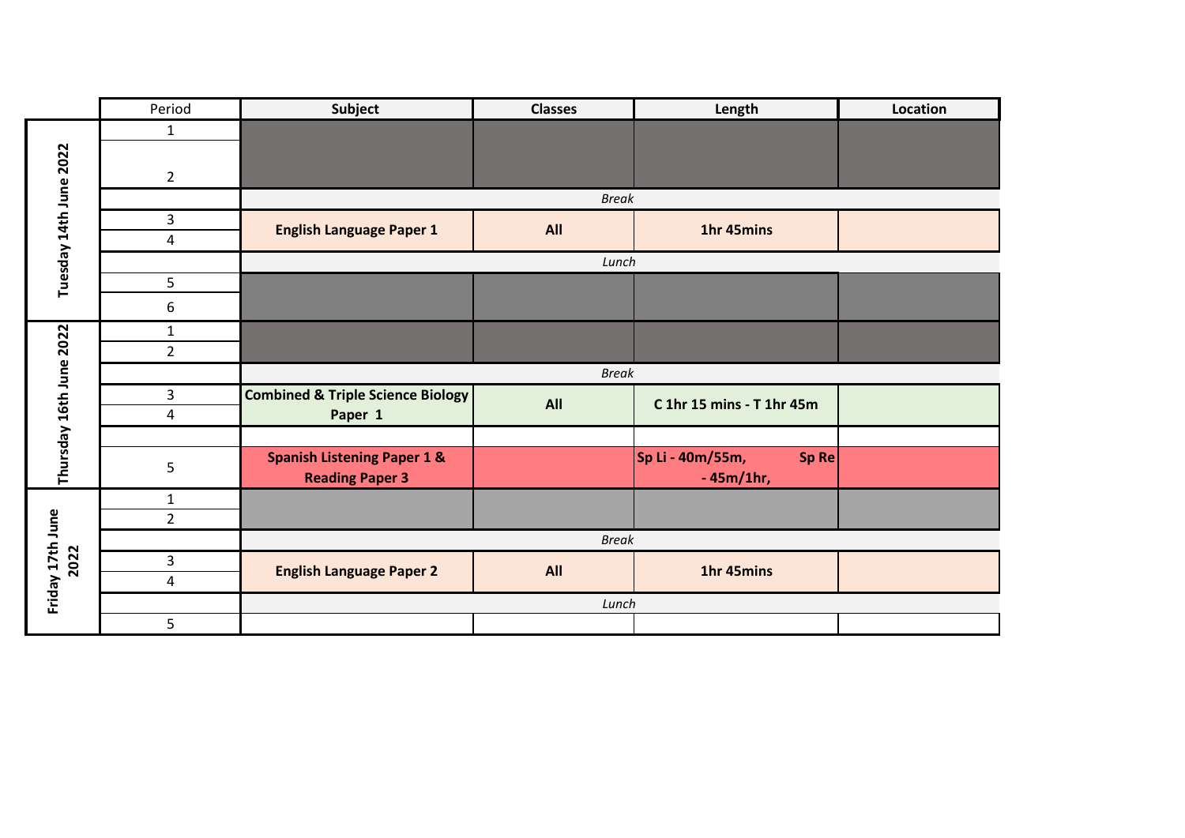| | Period | Subject | Classes | Length | Location |
|---|---|---|---|---|---|
| Tuesday 14th June 2022 | 1 | | | | |
| | 2 | | | | |
| | | *Break* | | | |
| | 3 | **English Language Paper 1** | **All** | **1hr 45mins** | |
| | 4 | | | | |
| | | *Lunch* | | | |
| | 5 | | | | |
| | 6 | | | | |
| Thursday 16th June 2022 | 1 | | | | |
| | 2 | | | | |
| | | *Break* | | | |
| | 3 | **Combined & Triple Science Biology Paper 1** | **All** | **C 1hr 15 mins - T 1hr 45m** | |
| | 4 | | | | |
| | | | | | |
| | 5 | **Spanish Listening Paper 1 & Reading Paper 3** | | **Sp Li - 40m/55m, Sp Re - 45m/1hr,** | |
| Friday 17th June 2022 | 1 | | | | |
| | 2 | | | | |
| | | *Break* | | | |
| | 3 | **English Language Paper 2** | **All** | **1hr 45mins** | |
| | 4 | | | | |
| | | *Lunch* | | | |
| | 5 | | | | |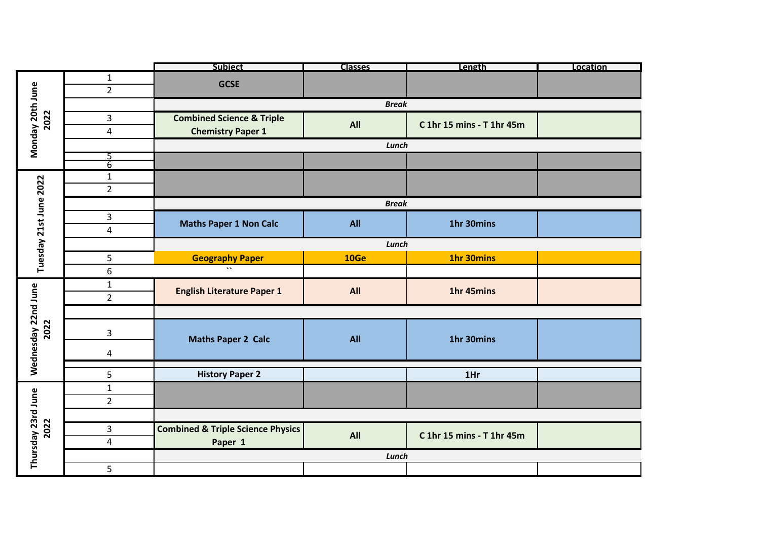| Day | Period | Subject | Classes | Length | Location |
|---|---|---|---|---|---|
| Monday 20th June 2022 | 1 | **GCSE** | | | |
| | 2 | | | | |
| | | ***Break*** | | | |
| | 3 | **Combined Science & Triple Chemistry Paper 1** | **All** | **C 1hr 15 mins - T 1hr 45m** | |
| | 4 | | | | |
| | | ***Lunch*** | | | |
| | 5 | | | | |
| | 6 | | | | |
| Tuesday 21st June 2022 | 1 | | | | |
| | 2 | | | | |
| | | ***Break*** | | | |
| | 3 | **Maths Paper 1 Non Calc** | **All** | **1hr 30mins** | |
| | 4 | | | | |
| | | ***Lunch*** | | | |
| | 5 | **Geography Paper** | **10Ge** | **1hr 30mins** | |
| | 6 | `` | | | |
| Wednesday 22nd June 2022 | 1 | **English Literature Paper 1** | **All** | **1hr 45mins** | |
| | 2 | | | | |
| | | | | | |
| | 3 | **Maths Paper 2 Calc** | **All** | **1hr 30mins** | |
| | 4 | | | | |
| | | | | | |
| | 5 | **History Paper 2** | | **1Hr** | |
| Thursday 23rd June 2022 | 1 | | | | |
| | 2 | | | | |
| | | | | | |
| | 3 | **Combined & Triple Science Physics Paper 1** | **All** | **C 1hr 15 mins - T 1hr 45m** | |
| | 4 | | | | |
| | | ***Lunch*** | | | |
| | 5 | | | | |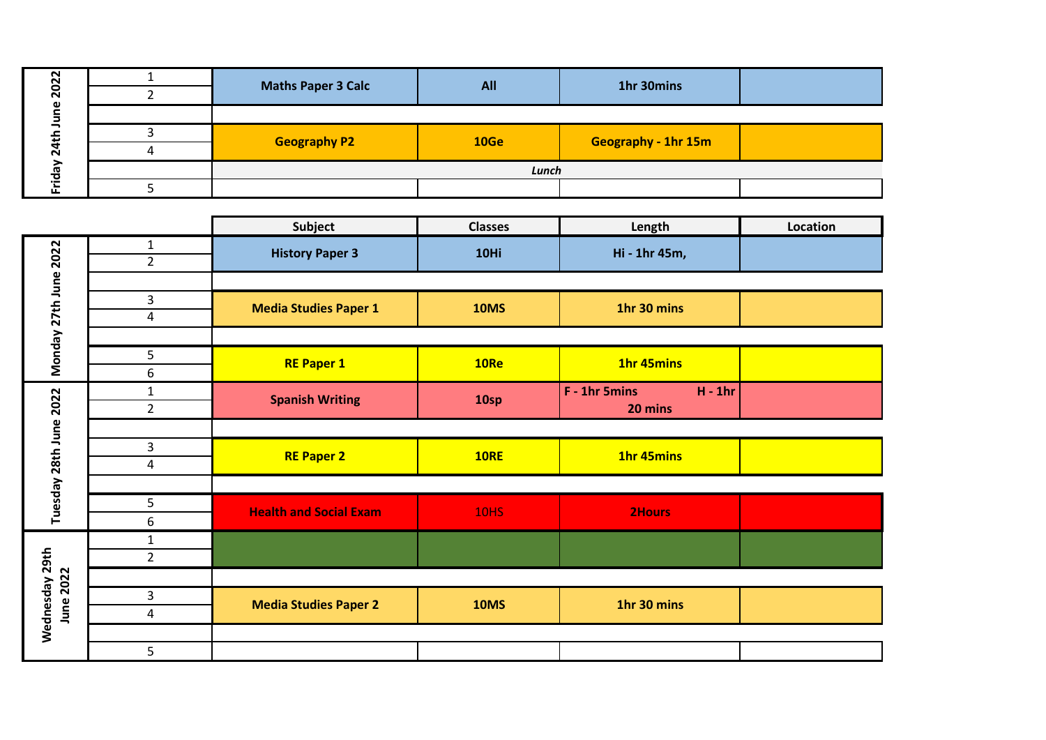| | | | | | |
|---|---|---|---|---|---|
| Friday 24th June 2022 | 1, 2 | **Maths Paper 3 Calc** | **All** | **1hr 30mins** | |
| | | | | | |
| | 3, 4 | **Geography P2** | **10Ge** | **Geography - 1hr 15m** | |
| | | | *Lunch* | | |
| | 5 | | | | |

| | | Subject | Classes | Length | Location |
|---|---|---|---|---|---|
| Monday 27th June 2022 | 1, 2 | **History Paper 3** | **10Hi** | **Hi - 1hr 45m,** | |
| | | | | | |
| | 3, 4 | **Media Studies Paper 1** | **10MS** | **1hr 30 mins** | |
| | | | | | |
| | 5, 6 | **RE Paper 1** | **10Re** | **1hr 45mins** | |
| Tuesday 28th June 2022 | 1, 2 | **Spanish Writing** | **10sp** | **F - 1hr 5mins H - 1hr 20 mins** | |
| | | | | | |
| | 3, 4 | **RE Paper 2** | **10RE** | **1hr 45mins** | |
| | | | | | |
| | 5, 6 | **Health and Social Exam** | 10HS | **2Hours** | |
| Wednesday 29th June 2022 | 1, 2 | | | | |
| | | | | | |
| | 3, 4 | **Media Studies Paper 2** | **10MS** | **1hr 30 mins** | |
| | | | | | |
| | 5 | | | | |